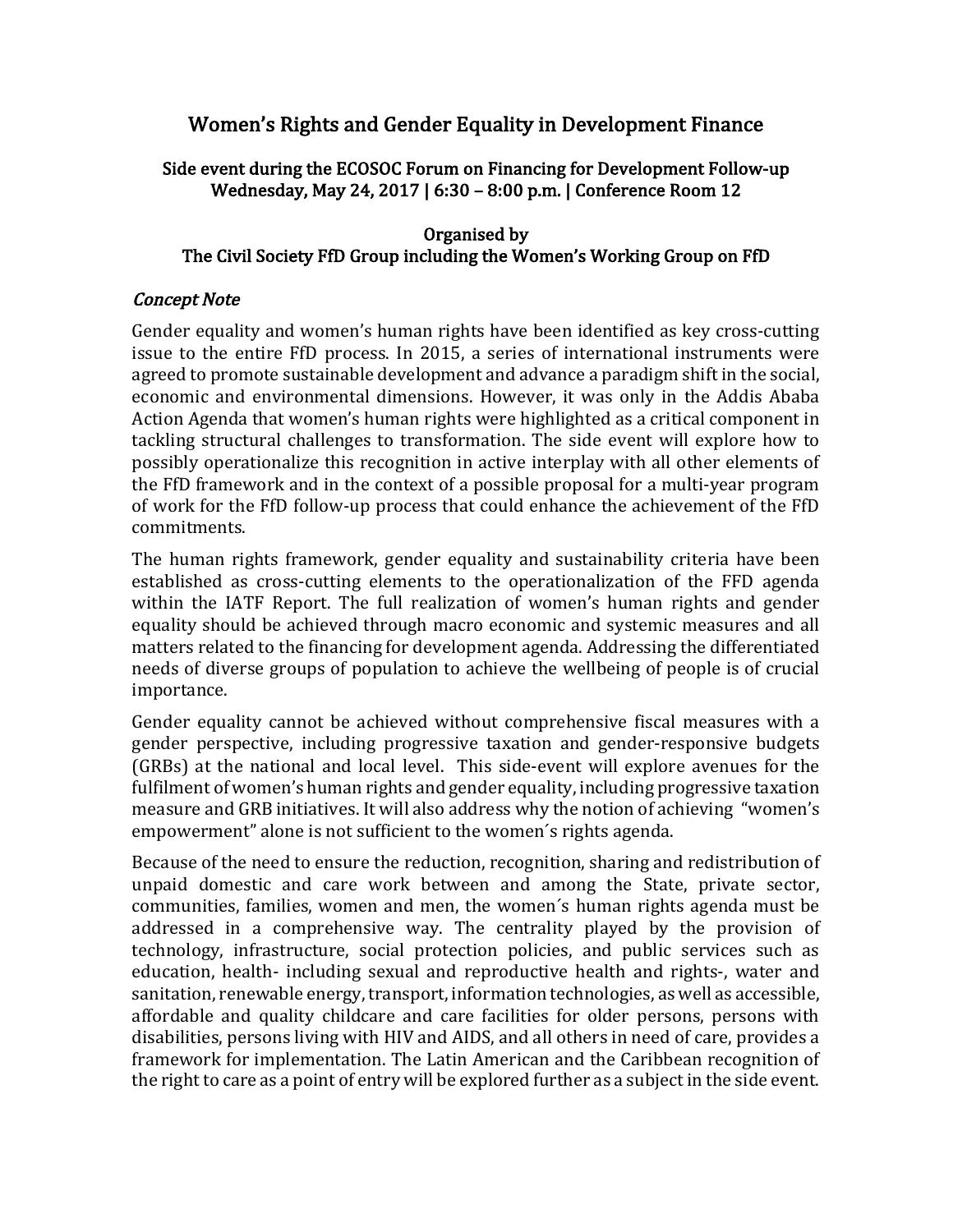# Women's Rights and Gender Equality in Development Finance

### Side event during the ECOSOC Forum on Financing for Development Follow-up
### Wednesday, May 24, 2017 | 6:30 – 8:00 p.m. | Conference Room 12

### Organised by
### The Civil Society FfD Group including the Women's Working Group on FfD

## *Concept Note*

Gender equality and women's human rights have been identified as key cross-cutting issue to the entire FfD process. In 2015, a series of international instruments were agreed to promote sustainable development and advance a paradigm shift in the social, economic and environmental dimensions. However, it was only in the Addis Ababa Action Agenda that women's human rights were highlighted as a critical component in tackling structural challenges to transformation. The side event will explore how to possibly operationalize this recognition in active interplay with all other elements of the FfD framework and in the context of a possible proposal for a multi-year program of work for the FfD follow-up process that could enhance the achievement of the FfD commitments.

The human rights framework, gender equality and sustainability criteria have been established as cross-cutting elements to the operationalization of the FFD agenda within the IATF Report. The full realization of women's human rights and gender equality should be achieved through macro economic and systemic measures and all matters related to the financing for development agenda. Addressing the differentiated needs of diverse groups of population to achieve the wellbeing of people is of crucial importance.

Gender equality cannot be achieved without comprehensive fiscal measures with a gender perspective, including progressive taxation and gender-responsive budgets (GRBs) at the national and local level. This side-event will explore avenues for the fulfilment of women's human rights and gender equality, including progressive taxation measure and GRB initiatives. It will also address why the notion of achieving "women's empowerment" alone is not sufficient to the women´s rights agenda.

Because of the need to ensure the reduction, recognition, sharing and redistribution of unpaid domestic and care work between and among the State, private sector, communities, families, women and men, the women´s human rights agenda must be addressed in a comprehensive way. The centrality played by the provision of technology, infrastructure, social protection policies, and public services such as education, health- including sexual and reproductive health and rights-, water and sanitation, renewable energy, transport, information technologies, as well as accessible, affordable and quality childcare and care facilities for older persons, persons with disabilities, persons living with HIV and AIDS, and all others in need of care, provides a framework for implementation. The Latin American and the Caribbean recognition of the right to care as a point of entry will be explored further as a subject in the side event.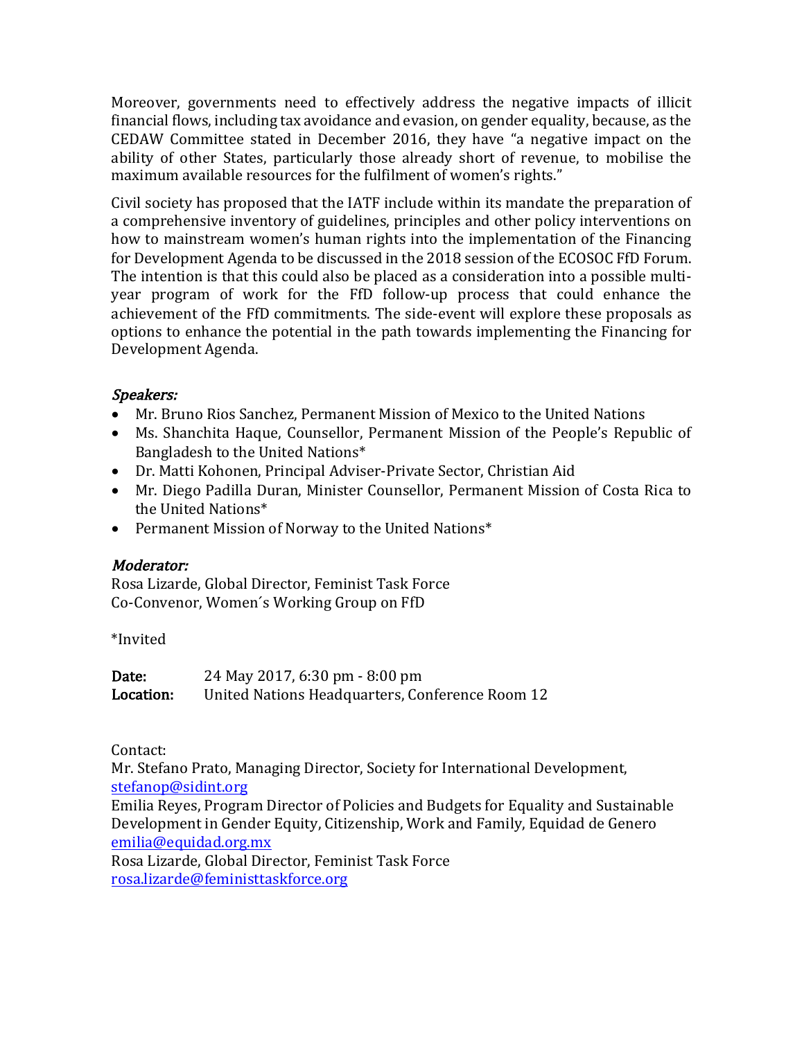Moreover, governments need to effectively address the negative impacts of illicit financial flows, including tax avoidance and evasion, on gender equality, because, as the CEDAW Committee stated in December 2016, they have "a negative impact on the ability of other States, particularly those already short of revenue, to mobilise the maximum available resources for the fulfilment of women's rights."

Civil society has proposed that the IATF include within its mandate the preparation of a comprehensive inventory of guidelines, principles and other policy interventions on how to mainstream women's human rights into the implementation of the Financing for Development Agenda to be discussed in the 2018 session of the ECOSOC FfD Forum. The intention is that this could also be placed as a consideration into a possible multi-year program of work for the FfD follow-up process that could enhance the achievement of the FfD commitments. The side-event will explore these proposals as options to enhance the potential in the path towards implementing the Financing for Development Agenda.

***Speakers:***

- Mr. Bruno Rios Sanchez, Permanent Mission of Mexico to the United Nations
- Ms. Shanchita Haque, Counsellor, Permanent Mission of the People's Republic of Bangladesh to the United Nations*
- Dr. Matti Kohonen, Principal Adviser-Private Sector, Christian Aid
- Mr. Diego Padilla Duran, Minister Counsellor, Permanent Mission of Costa Rica to the United Nations*
- Permanent Mission of Norway to the United Nations*

***Moderator:***

Rosa Lizarde, Global Director, Feminist Task Force
Co-Convenor, Women´s Working Group on FfD

*Invited

**Date:** 24 May 2017, 6:30 pm - 8:00 pm
**Location:** United Nations Headquarters, Conference Room 12

Contact:
Mr. Stefano Prato, Managing Director, Society for International Development,
stefanop@sidint.org
Emilia Reyes, Program Director of Policies and Budgets for Equality and Sustainable Development in Gender Equity, Citizenship, Work and Family, Equidad de Genero
emilia@equidad.org.mx
Rosa Lizarde, Global Director, Feminist Task Force
rosa.lizarde@feministtaskforce.org